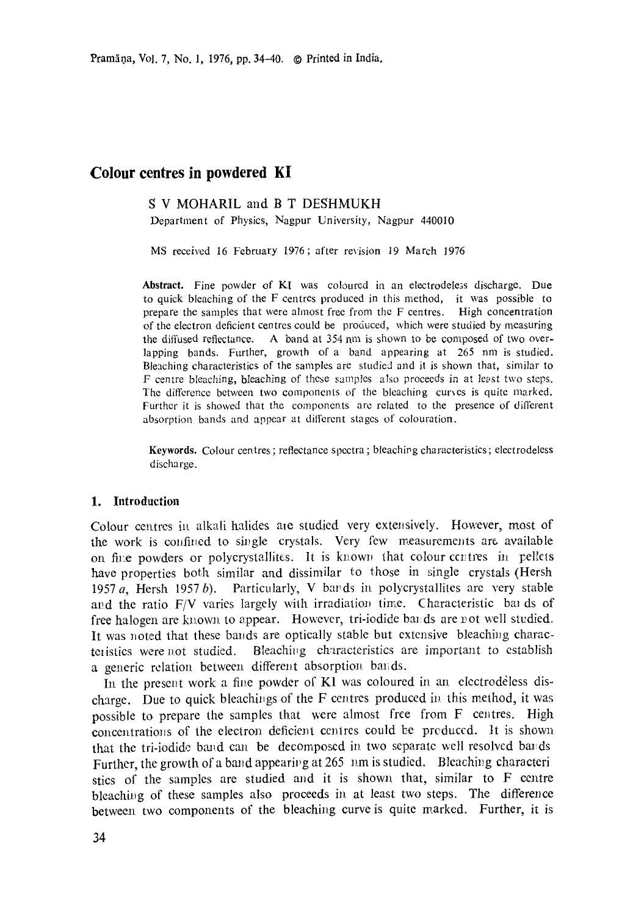# Colour centres in powdered KI

S V MOHARIL and B T DESHMUKH

Department of Physics, Nagpur University, Nagpur 440010

MS received 16 February 1976; after revision 19 March 1976

**Abstract.** Fine powder of KI was coloured in an electrodeless discharge. Due to quick bleaching of the F centres produced in this method, it was possible to prepare the samples that were almost free from the F centres. High concentration of the electron deficient centres could be produced, which were studied by measuring the diffused reflectance. A band at 354 nm is shown to be composed of two overlapping bands. Further, growth of a band appearing at 265 nm is studied. Bleaching characteristics of the samples are studied and it is shown that, similar to F centre bleaching, bleaching of these samples also proceeds in at least two steps. The difference between two components of the bleaching curves is quite marked. Further it is showed that the components are related to the presence of different absorption bands and appear at different stages of colouration.

**Keywords.** Colour centres; reflectance spectra; bleaching characteristics; electrodeless discharge.

## 1. Introduction

Colour centres in alkali halides are studied very extensively. However, most of the work is confined to single crystals. Very few measurements are available on fine powders or polycrystallites. It is known that colour centres in pellets have properties both similar and dissimilar to those in single crystals (Hersh 1957 *a*, Hersh 1957 *b*). Particularly, V bands in polycrystallites are very stable and the ratio F/V varies largely with irradiation time. Characteristic bands of free halogen are known to appear. However, tri-iodide bands are not well studied. It was noted that these bands are optically stable but extensive bleaching characteristics were not studied. Bleaching characteristics are important to establish a generic relation between different absorption bands.

In the present work a fine powder of KI was coloured in an electrodeless discharge. Due to quick bleachings of the F centres produced in this method, it was possible to prepare the samples that were almost free from F centres. High concentrations of the electron deficient centres could be produced. It is shown that the tri-iodide band can be decomposed in two separate well resolved bands Further, the growth of a band appearing at 265 nm is studied. Bleaching characteristics of the samples are studied and it is shown that, similar to F centre bleaching of these samples also proceeds in at least two steps. The difference between two components of the bleaching curve is quite marked. Further, it is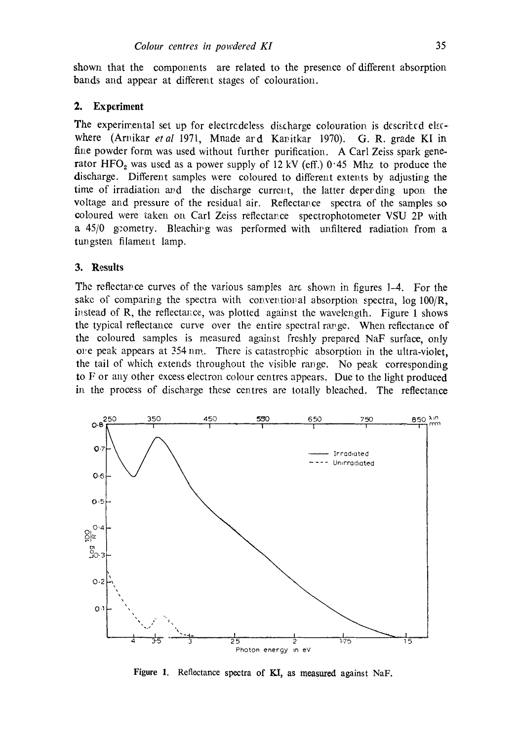shown that the components are related to the presence of different absorption bands and appear at different stages of colouration.

## 2. Experiment

The experimental set up for electrodeless discharge colouration is described elsewhere (Arnikar *et al* 1971, Mnade and Kanitkar 1970). G. R. grade KI in fine powder form was used without further purification. A Carl Zeiss spark generator $HFO_2$ was used as a power supply of 12 kV (eff.) 0·45 Mhz to produce the discharge. Different samples were coloured to different extents by adjusting the time of irradiation and the discharge current, the latter depending upon the voltage and pressure of the residual air. Reflectance spectra of the samples so coloured were taken on Carl Zeiss reflectance spectrophotometer VSU 2P with a 45/0 geometry. Bleaching was performed with unfiltered radiation from a tungsten filament lamp.

## 3. Results

The reflectance curves of the various samples are shown in figures 1–4. For the sake of comparing the spectra with conventional absorption spectra, log 100/R, instead of R, the reflectance, was plotted against the wavelength. Figure 1 shows the typical reflectance curve over the entire spectral range. When reflectance of the coloured samples is measured against freshly prepared NaF surface, only one peak appears at 354 nm. There is catastrophic absorption in the ultra-violet, the tail of which extends throughout the visible range. No peak corresponding to F or any other excess electron colour centres appears. Due to the light produced in the process of discharge these centres are totally bleached. The reflectance

**Figure 1.** Reflectance spectra of KI, as measured against NaF.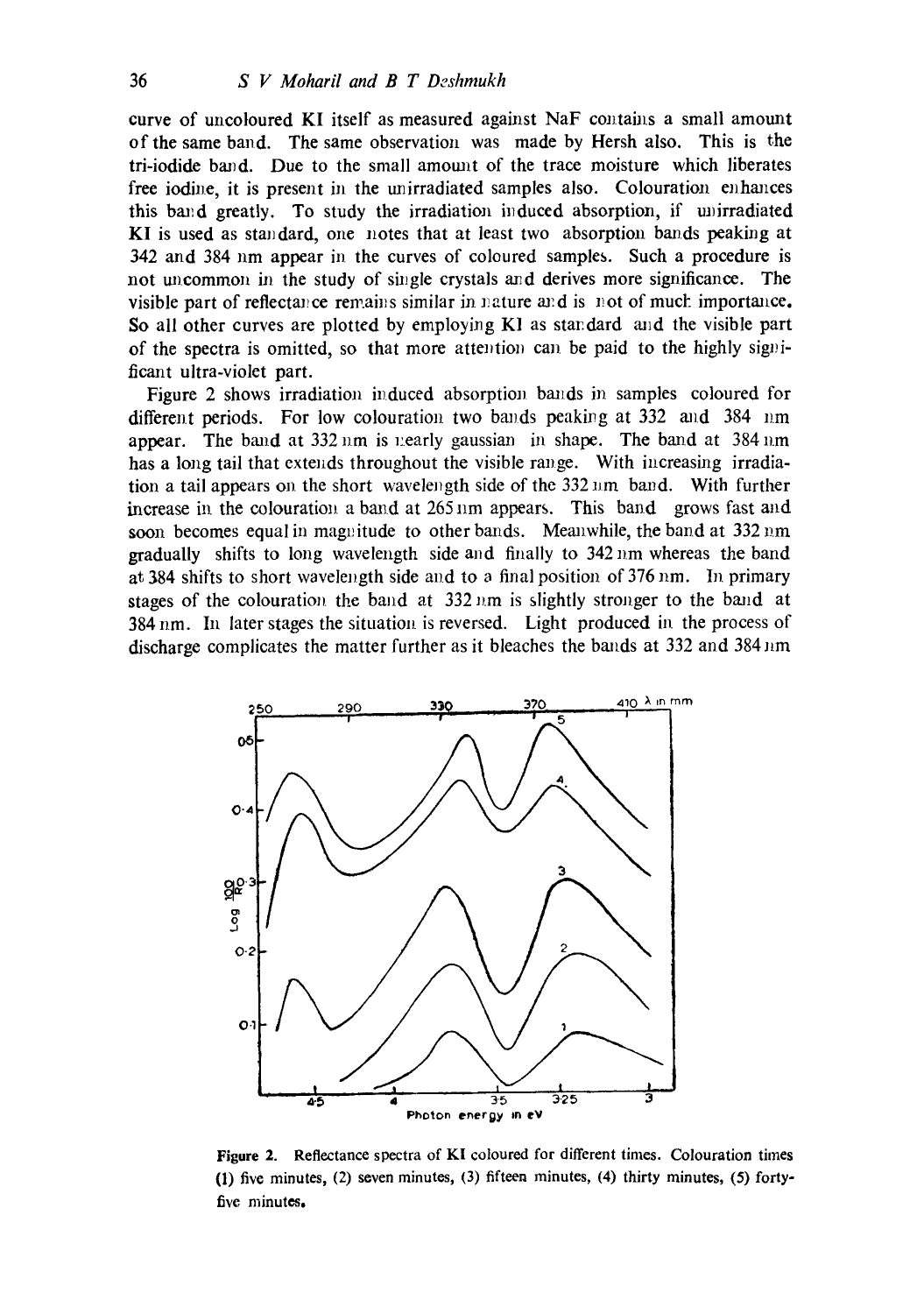curve of uncoloured KI itself as measured against NaF contains a small amount of the same band. The same observation was made by Hersh also. This is the tri-iodide band. Due to the small amount of the trace moisture which liberates free iodine, it is present in the unirradiated samples also. Colouration enhances this band greatly. To study the irradiation induced absorption, if unirradiated KI is used as standard, one notes that at least two absorption bands peaking at 342 and 384 nm appear in the curves of coloured samples. Such a procedure is not uncommon in the study of single crystals and derives more significance. The visible part of reflectance remains similar in nature and is not of much importance. So all other curves are plotted by employing KI as standard and the visible part of the spectra is omitted, so that more attention can be paid to the highly significant ultra-violet part.

Figure 2 shows irradiation induced absorption bands in samples coloured for different periods. For low colouration two bands peaking at 332 and 384 nm appear. The band at 332 nm is nearly gaussian in shape. The band at 384 nm has a long tail that extends throughout the visible range. With increasing irradiation a tail appears on the short wavelength side of the 332 nm band. With further increase in the colouration a band at 265 nm appears. This band grows fast and soon becomes equal in magnitude to other bands. Meanwhile, the band at 332 nm gradually shifts to long wavelength side and finally to 342 nm whereas the band at 384 shifts to short wavelength side and to a final position of 376 nm. In primary stages of the colouration the band at 332 nm is slightly stronger to the band at 384 nm. In later stages the situation is reversed. Light produced in the process of discharge complicates the matter further as it bleaches the bands at 332 and 384 nm

**Figure 2.** Reflectance spectra of KI coloured for different times. Colouration times (1) five minutes, (2) seven minutes, (3) fifteen minutes, (4) thirty minutes, (5) forty-five minutes.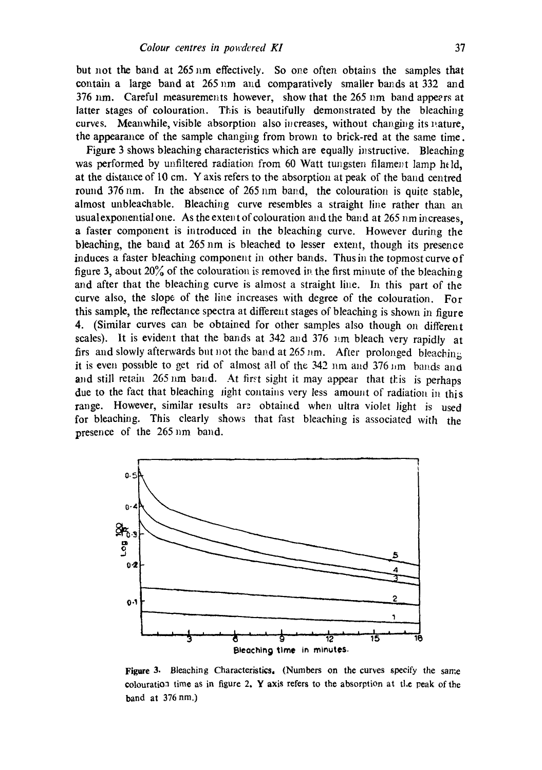but not the band at 265 nm effectively. So one often obtains the samples that contain a large band at 265 nm and comparatively smaller bands at 332 and 376 nm. Careful measurements however, show that the 265 nm band appears at latter stages of colouration. This is beautifully demonstrated by the bleaching curves. Meanwhile, visible absorption also increases, without changing its nature, the appearance of the sample changing from brown to brick-red at the same time.

Figure 3 shows bleaching characteristics which are equally instructive. Bleaching was performed by unfiltered radiation from 60 Watt tungsten filament lamp held, at the distance of 10 cm. Y axis refers to the absorption at peak of the band centred round 376 nm. In the absence of 265 nm band, the colouration is quite stable, almost unbleachable. Bleaching curve resembles a straight line rather than an usual exponential one. As the extent of colouration and the band at 265 nm increases, a faster component is introduced in the bleaching curve. However during the bleaching, the band at 265 nm is bleached to lesser extent, though its presence induces a faster bleaching component in other bands. Thus in the topmost curve of figure 3, about 20% of the colouration is removed in the first minute of the bleaching and after that the bleaching curve is almost a straight line. In this part of the curve also, the slope of the line increases with degree of the colouration. For this sample, the reflectance spectra at different stages of bleaching is shown in figure 4. (Similar curves can be obtained for other samples also though on different scales). It is evident that the bands at 342 and 376 nm bleach very rapidly at firs and slowly afterwards but not the band at 265 nm. After prolonged bleaching it is even possible to get rid of almost all of the 342 nm and 376 nm bands and and still retain 265 nm band. At first sight it may appear that this is perhaps due to the fact that bleaching light contains very less amount of radiation in this range. However, similar results are obtained when ultra violet light is used for bleaching. This clearly shows that fast bleaching is associated with the presence of the 265 nm band.

**Figure 3.** Bleaching Characteristics. (Numbers on the curves specify the same colouration time as in figure 2. Y axis refers to the absorption at the peak of the band at 376 nm.)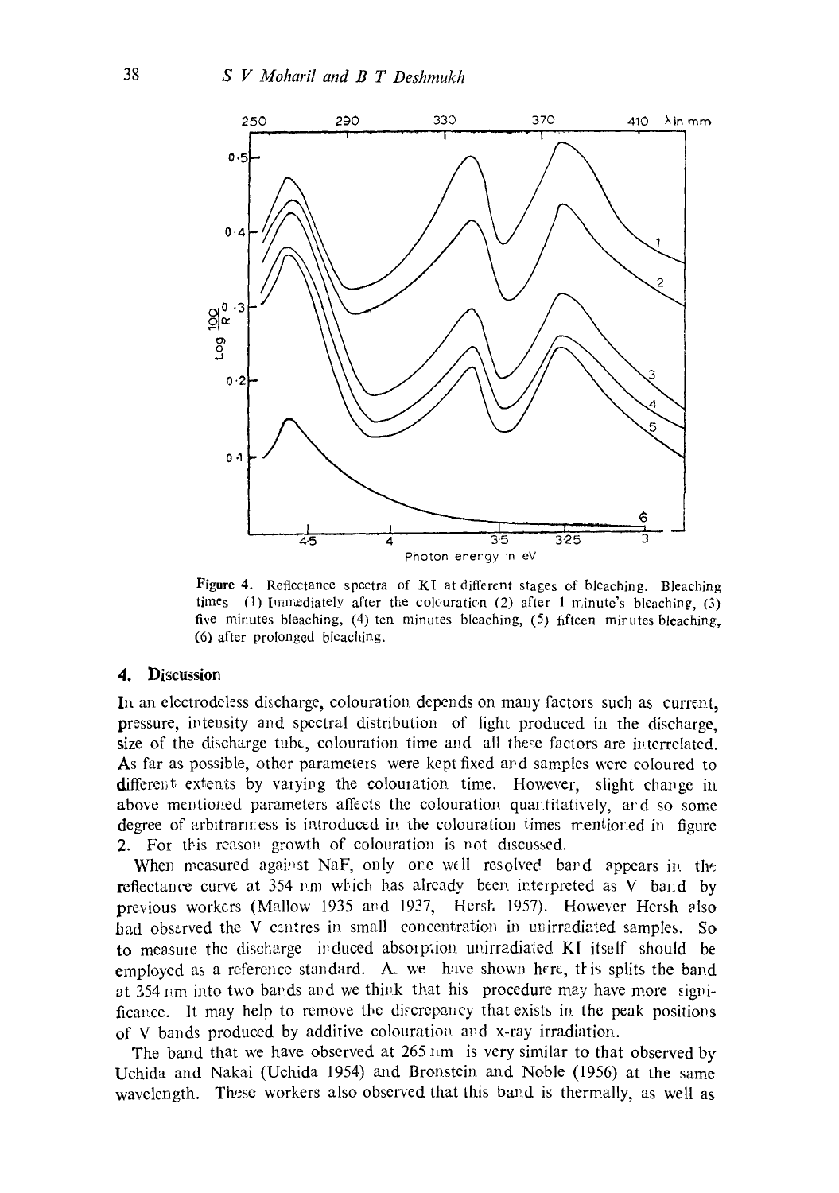Figure 4. Reflectance spectra of KI at different stages of bleaching. Bleaching times (1) Immediately after the colouration (2) after 1 minute's bleaching, (3) five minutes bleaching, (4) ten minutes bleaching, (5) fifteen minutes bleaching, (6) after prolonged bleaching.

## 4. Discussion

In an electrodeless discharge, colouration depends on many factors such as current, pressure, intensity and spectral distribution of light produced in the discharge, size of the discharge tube, colouration time and all these factors are interrelated. As far as possible, other parameters were kept fixed and samples were coloured to different extents by varying the colouration time. However, slight change in above mentioned parameters affects the colouration quantitatively, and so some degree of arbitrariness is introduced in the colouration times mentioned in figure 2. For this reason growth of colouration is not discussed.

When measured against NaF, only one well resolved band appears in the reflectance curve at 354 nm which has already been interpreted as V band by previous workers (Mallow 1935 and 1937, Hersh 1957). However Hersh also had observed the V centres in small concentration in unirradiated samples. So to measure the discharge induced absorption unirradiated KI itself should be employed as a reference standard. As we have shown here, this splits the band at 354 nm into two bands and we think that his procedure may have more significance. It may help to remove the discrepancy that exists in the peak positions of V bands produced by additive colouration and x-ray irradiation.

The band that we have observed at 265 nm is very similar to that observed by Uchida and Nakai (Uchida 1954) and Bronstein and Noble (1956) at the same wavelength. These workers also observed that this band is thermally, as well as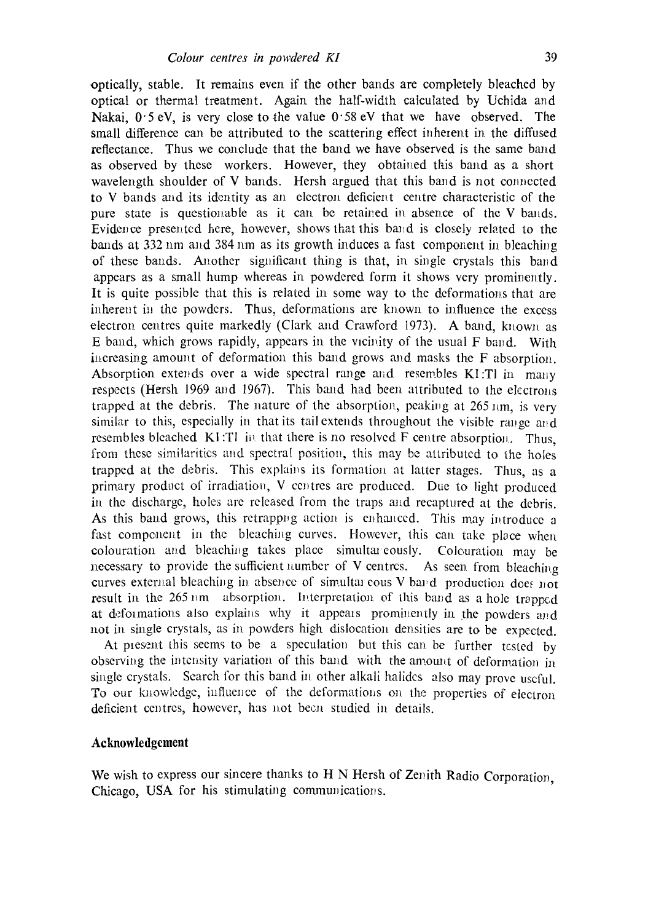optically, stable. It remains even if the other bands are completely bleached by optical or thermal treatment. Again the half-width calculated by Uchida and Nakai, 0·5 eV, is very close to the value 0·58 eV that we have observed. The small difference can be attributed to the scattering effect inherent in the diffused reflectance. Thus we conclude that the band we have observed is the same band as observed by these workers. However, they obtained this band as a short wavelength shoulder of V bands. Hersh argued that this band is not connected to V bands and its identity as an electron deficient centre characteristic of the pure state is questionable as it can be retained in absence of the V bands. Evidence presented here, however, shows that this band is closely related to the bands at 332 nm and 384 nm as its growth induces a fast component in bleaching of these bands. Another significant thing is that, in single crystals this band appears as a small hump whereas in powdered form it shows very prominently. It is quite possible that this is related in some way to the deformations that are inherent in the powders. Thus, deformations are known to influence the excess electron centres quite markedly (Clark and Crawford 1973). A band, known as E band, which grows rapidly, appears in the vicinity of the usual F band. With increasing amount of deformation this band grows and masks the F absorption. Absorption extends over a wide spectral range and resembles KI:Tl in many respects (Hersh 1969 and 1967). This band had been attributed to the electrons trapped at the debris. The nature of the absorption, peaking at 265 nm, is very similar to this, especially in that its tail extends throughout the visible range and resembles bleached KI:Tl in that there is no resolved F centre absorption. Thus, from these similarities and spectral position, this may be attributed to the holes trapped at the debris. This explains its formation at latter stages. Thus, as a primary product of irradiation, V centres are produced. Due to light produced in the discharge, holes are released from the traps and recaptured at the debris. As this band grows, this retrapping action is enhanced. This may introduce a fast component in the bleaching curves. However, this can take place when colouration and bleaching takes place simultaneously. Colouration may be necessary to provide the sufficient number of V centres. As seen from bleaching curves external bleaching in absence of simultaneous V band production does not result in the 265 nm absorption. Interpretation of this band as a hole trapped at deformations also explains why it appears prominently in the powders and not in single crystals, as in powders high dislocation densities are to be expected.

At present this seems to be a speculation but this can be further tested by observing the intensity variation of this band with the amount of deformation in single crystals. Search for this band in other alkali halides also may prove useful. To our knowledge, influence of the deformations on the properties of electron deficient centres, however, has not been studied in details.

## Acknowledgement

We wish to express our sincere thanks to H N Hersh of Zenith Radio Corporation, Chicago, USA for his stimulating communications.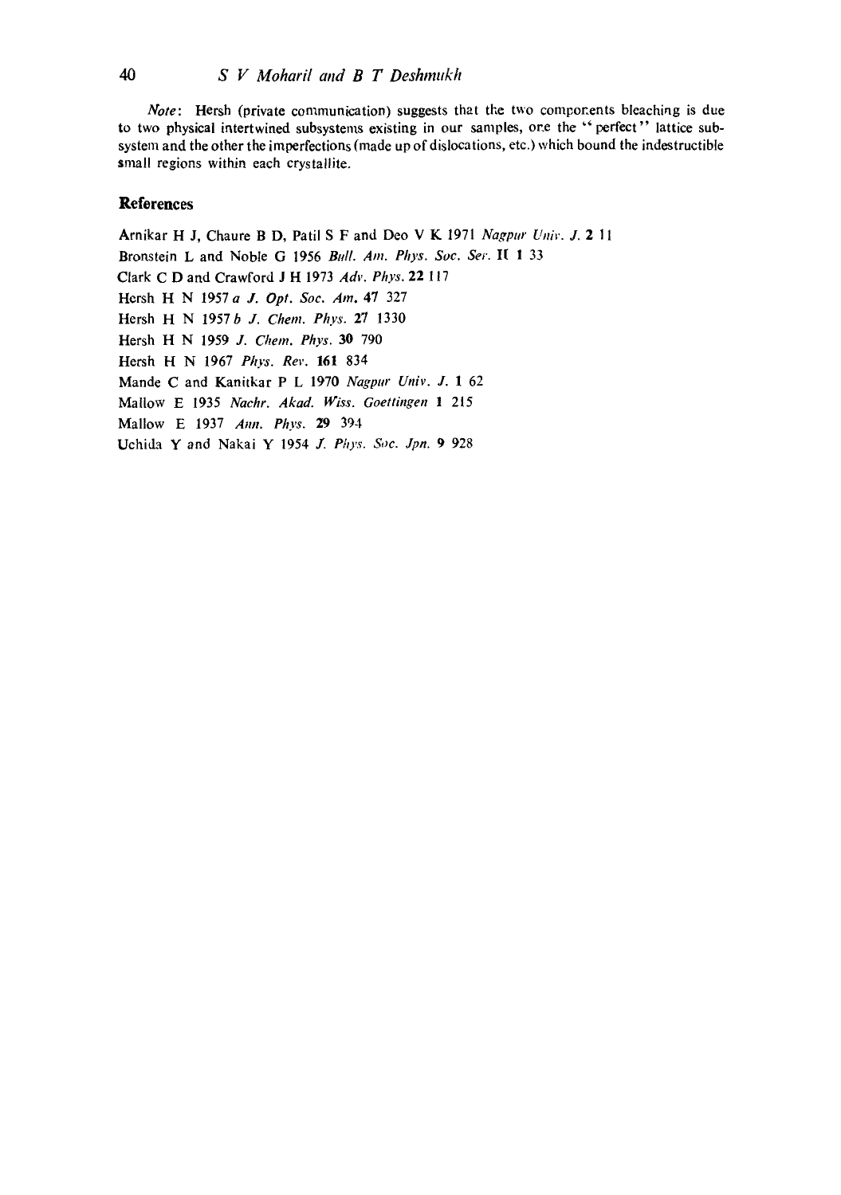*Note*: Hersh (private communication) suggests that the two components bleaching is due to two physical intertwined subsystems existing in our samples, one the "perfect" lattice subsystem and the other the imperfections (made up of dislocations, etc.) which bound the indestructible small regions within each crystallite.

## References

Arnikar H J, Chaure B D, Patil S F and Deo V K 1971 *Nagpur Univ. J.* **2** 11

Bronstein L and Noble G 1956 *Bull. Am. Phys. Soc. Ser.* **II** **1** 33

Clark C D and Crawford J H 1973 *Adv. Phys.* **22** 117

Hersh H N 1957*a* *J. Opt. Soc. Am.* **47** 327

Hersh H N 1957*b* *J. Chem. Phys.* **27** 1330

Hersh H N 1959 *J. Chem. Phys.* **30** 790

Hersh H N 1967 *Phys. Rev.* **161** 834

Mande C and Kanitkar P L 1970 *Nagpur Univ. J.* **1** 62

Mallow E 1935 *Nachr. Akad. Wiss. Goettingen* **1** 215

Mallow E 1937 *Ann. Phys.* **29** 394

Uchida Y and Nakai Y 1954 *J. Phys. Soc. Jpn.* **9** 928